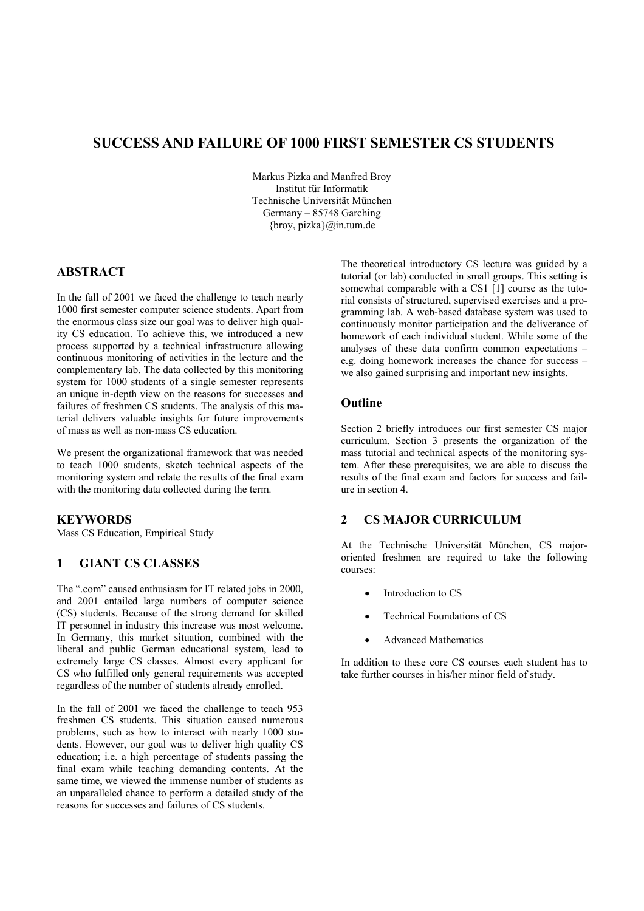# SUCCESS AND FAILURE OF 1000 FIRST SEMESTER CS STUDENTS

Markus Pizka and Manfred Broy
Institut für Informatik
Technische Universität München
Germany – 85748 Garching
{broy, pizka}@in.tum.de

## ABSTRACT

In the fall of 2001 we faced the challenge to teach nearly 1000 first semester computer science students. Apart from the enormous class size our goal was to deliver high quality CS education. To achieve this, we introduced a new process supported by a technical infrastructure allowing continuous monitoring of activities in the lecture and the complementary lab. The data collected by this monitoring system for 1000 students of a single semester represents an unique in-depth view on the reasons for successes and failures of freshmen CS students. The analysis of this material delivers valuable insights for future improvements of mass as well as non-mass CS education.

We present the organizational framework that was needed to teach 1000 students, sketch technical aspects of the monitoring system and relate the results of the final exam with the monitoring data collected during the term.

## KEYWORDS

Mass CS Education, Empirical Study

## 1 GIANT CS CLASSES

The ".com" caused enthusiasm for IT related jobs in 2000, and 2001 entailed large numbers of computer science (CS) students. Because of the strong demand for skilled IT personnel in industry this increase was most welcome. In Germany, this market situation, combined with the liberal and public German educational system, lead to extremely large CS classes. Almost every applicant for CS who fulfilled only general requirements was accepted regardless of the number of students already enrolled.

In the fall of 2001 we faced the challenge to teach 953 freshmen CS students. This situation caused numerous problems, such as how to interact with nearly 1000 students. However, our goal was to deliver high quality CS education; i.e. a high percentage of students passing the final exam while teaching demanding contents. At the same time, we viewed the immense number of students as an unparalleled chance to perform a detailed study of the reasons for successes and failures of CS students.

The theoretical introductory CS lecture was guided by a tutorial (or lab) conducted in small groups. This setting is somewhat comparable with a CS1 [1] course as the tutorial consists of structured, supervised exercises and a programming lab. A web-based database system was used to continuously monitor participation and the deliverance of homework of each individual student. While some of the analyses of these data confirm common expectations – e.g. doing homework increases the chance for success – we also gained surprising and important new insights.

### Outline

Section 2 briefly introduces our first semester CS major curriculum. Section 3 presents the organization of the mass tutorial and technical aspects of the monitoring system. After these prerequisites, we are able to discuss the results of the final exam and factors for success and failure in section 4.

## 2 CS MAJOR CURRICULUM

At the Technische Universität München, CS major-oriented freshmen are required to take the following courses:

- Introduction to CS
- Technical Foundations of CS
- Advanced Mathematics

In addition to these core CS courses each student has to take further courses in his/her minor field of study.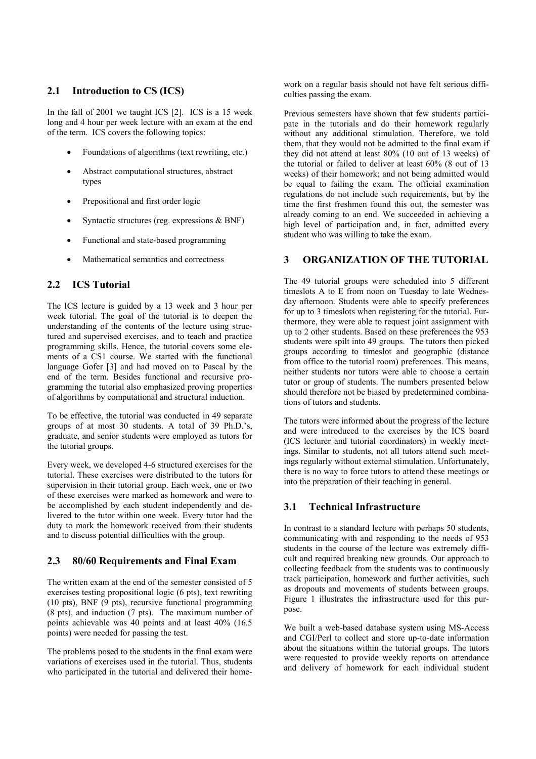## 2.1 Introduction to CS (ICS)

In the fall of 2001 we taught ICS [2]. ICS is a 15 week long and 4 hour per week lecture with an exam at the end of the term. ICS covers the following topics:

- Foundations of algorithms (text rewriting, etc.)
- Abstract computational structures, abstract types
- Prepositional and first order logic
- Syntactic structures (reg. expressions & BNF)
- Functional and state-based programming
- Mathematical semantics and correctness

## 2.2 ICS Tutorial

The ICS lecture is guided by a 13 week and 3 hour per week tutorial. The goal of the tutorial is to deepen the understanding of the contents of the lecture using structured and supervised exercises, and to teach and practice programming skills. Hence, the tutorial covers some elements of a CS1 course. We started with the functional language Gofer [3] and had moved on to Pascal by the end of the term. Besides functional and recursive programming the tutorial also emphasized proving properties of algorithms by computational and structural induction.

To be effective, the tutorial was conducted in 49 separate groups of at most 30 students. A total of 39 Ph.D.'s, graduate, and senior students were employed as tutors for the tutorial groups.

Every week, we developed 4-6 structured exercises for the tutorial. These exercises were distributed to the tutors for supervision in their tutorial group. Each week, one or two of these exercises were marked as homework and were to be accomplished by each student independently and delivered to the tutor within one week. Every tutor had the duty to mark the homework received from their students and to discuss potential difficulties with the group.

## 2.3 80/60 Requirements and Final Exam

The written exam at the end of the semester consisted of 5 exercises testing propositional logic (6 pts), text rewriting (10 pts), BNF (9 pts), recursive functional programming (8 pts), and induction (7 pts). The maximum number of points achievable was 40 points and at least 40% (16.5 points) were needed for passing the test.

The problems posed to the students in the final exam were variations of exercises used in the tutorial. Thus, students who participated in the tutorial and delivered their homework on a regular basis should not have felt serious difficulties passing the exam.

Previous semesters have shown that few students participate in the tutorials and do their homework regularly without any additional stimulation. Therefore, we told them, that they would not be admitted to the final exam if they did not attend at least 80% (10 out of 13 weeks) of the tutorial or failed to deliver at least 60% (8 out of 13 weeks) of their homework; and not being admitted would be equal to failing the exam. The official examination regulations do not include such requirements, but by the time the first freshmen found this out, the semester was already coming to an end. We succeeded in achieving a high level of participation and, in fact, admitted every student who was willing to take the exam.

# 3 ORGANIZATION OF THE TUTORIAL

The 49 tutorial groups were scheduled into 5 different timeslots A to E from noon on Tuesday to late Wednesday afternoon. Students were able to specify preferences for up to 3 timeslots when registering for the tutorial. Furthermore, they were able to request joint assignment with up to 2 other students. Based on these preferences the 953 students were spilt into 49 groups. The tutors then picked groups according to timeslot and geographic (distance from office to the tutorial room) preferences. This means, neither students nor tutors were able to choose a certain tutor or group of students. The numbers presented below should therefore not be biased by predetermined combinations of tutors and students.

The tutors were informed about the progress of the lecture and were introduced to the exercises by the ICS board (ICS lecturer and tutorial coordinators) in weekly meetings. Similar to students, not all tutors attend such meetings regularly without external stimulation. Unfortunately, there is no way to force tutors to attend these meetings or into the preparation of their teaching in general.

## 3.1 Technical Infrastructure

In contrast to a standard lecture with perhaps 50 students, communicating with and responding to the needs of 953 students in the course of the lecture was extremely difficult and required breaking new grounds. Our approach to collecting feedback from the students was to continuously track participation, homework and further activities, such as dropouts and movements of students between groups. Figure 1 illustrates the infrastructure used for this purpose.

We built a web-based database system using MS-Access and CGI/Perl to collect and store up-to-date information about the situations within the tutorial groups. The tutors were requested to provide weekly reports on attendance and delivery of homework for each individual student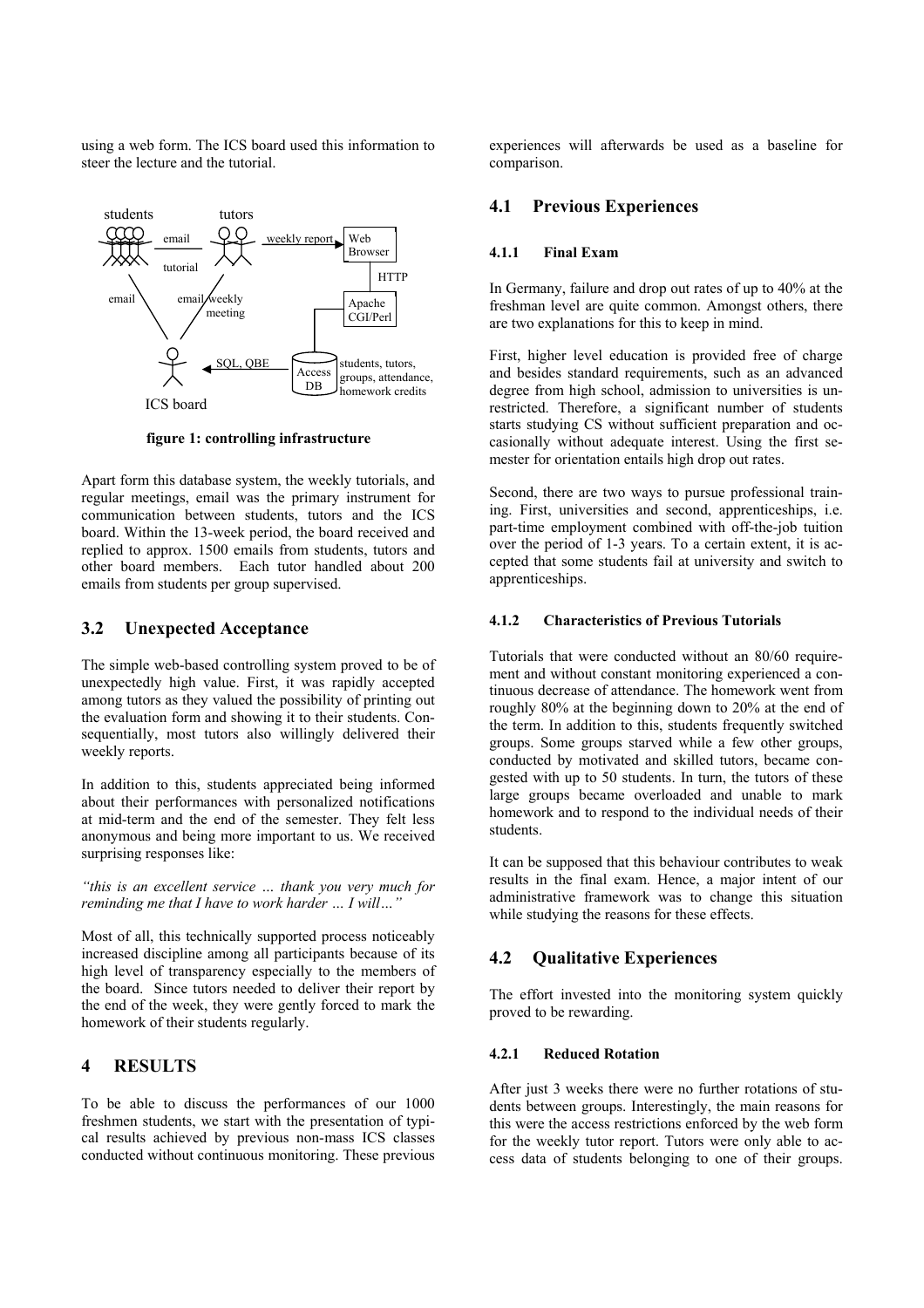using a web form. The ICS board used this information to steer the lecture and the tutorial.

**figure 1: controlling infrastructure**

Apart form this database system, the weekly tutorials, and regular meetings, email was the primary instrument for communication between students, tutors and the ICS board. Within the 13-week period, the board received and replied to approx. 1500 emails from students, tutors and other board members. Each tutor handled about 200 emails from students per group supervised.

## 3.2 Unexpected Acceptance

The simple web-based controlling system proved to be of unexpectedly high value. First, it was rapidly accepted among tutors as they valued the possibility of printing out the evaluation form and showing it to their students. Consequentially, most tutors also willingly delivered their weekly reports.

In addition to this, students appreciated being informed about their performances with personalized notifications at mid-term and the end of the semester. They felt less anonymous and being more important to us. We received surprising responses like:

*"this is an excellent service … thank you very much for reminding me that I have to work harder … I will…"*

Most of all, this technically supported process noticeably increased discipline among all participants because of its high level of transparency especially to the members of the board. Since tutors needed to deliver their report by the end of the week, they were gently forced to mark the homework of their students regularly.

# 4 RESULTS

To be able to discuss the performances of our 1000 freshmen students, we start with the presentation of typical results achieved by previous non-mass ICS classes conducted without continuous monitoring. These previous experiences will afterwards be used as a baseline for comparison.

## 4.1 Previous Experiences

### 4.1.1 Final Exam

In Germany, failure and drop out rates of up to 40% at the freshman level are quite common. Amongst others, there are two explanations for this to keep in mind.

First, higher level education is provided free of charge and besides standard requirements, such as an advanced degree from high school, admission to universities is unrestricted. Therefore, a significant number of students starts studying CS without sufficient preparation and occasionally without adequate interest. Using the first semester for orientation entails high drop out rates.

Second, there are two ways to pursue professional training. First, universities and second, apprenticeships, i.e. part-time employment combined with off-the-job tuition over the period of 1-3 years. To a certain extent, it is accepted that some students fail at university and switch to apprenticeships.

### 4.1.2 Characteristics of Previous Tutorials

Tutorials that were conducted without an 80/60 requirement and without constant monitoring experienced a continuous decrease of attendance. The homework went from roughly 80% at the beginning down to 20% at the end of the term. In addition to this, students frequently switched groups. Some groups starved while a few other groups, conducted by motivated and skilled tutors, became congested with up to 50 students. In turn, the tutors of these large groups became overloaded and unable to mark homework and to respond to the individual needs of their students.

It can be supposed that this behaviour contributes to weak results in the final exam. Hence, a major intent of our administrative framework was to change this situation while studying the reasons for these effects.

## 4.2 Qualitative Experiences

The effort invested into the monitoring system quickly proved to be rewarding.

### 4.2.1 Reduced Rotation

After just 3 weeks there were no further rotations of students between groups. Interestingly, the main reasons for this were the access restrictions enforced by the web form for the weekly tutor report. Tutors were only able to access data of students belonging to one of their groups.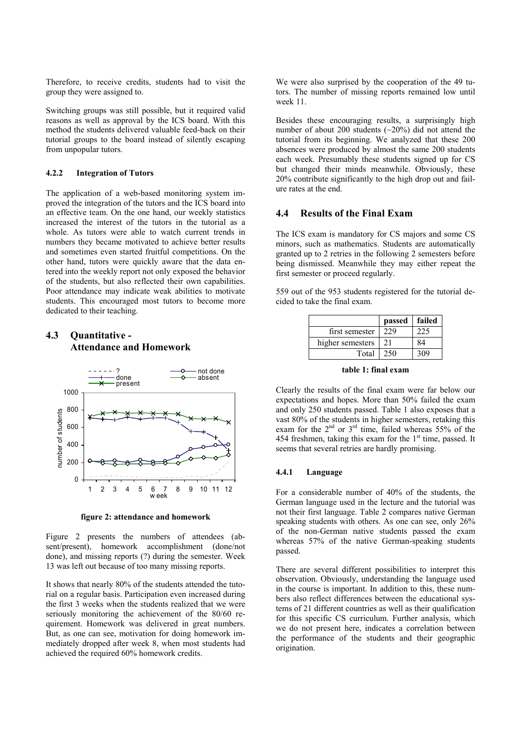Therefore, to receive credits, students had to visit the group they were assigned to.

Switching groups was still possible, but it required valid reasons as well as approval by the ICS board. With this method the students delivered valuable feed-back on their tutorial groups to the board instead of silently escaping from unpopular tutors.

#### 4.2.2 Integration of Tutors

The application of a web-based monitoring system improved the integration of the tutors and the ICS board into an effective team. On the one hand, our weekly statistics increased the interest of the tutors in the tutorial as a whole. As tutors were able to watch current trends in numbers they became motivated to achieve better results and sometimes even started fruitful competitions. On the other hand, tutors were quickly aware that the data entered into the weekly report not only exposed the behavior of the students, but also reflected their own capabilities. Poor attendance may indicate weak abilities to motivate students. This encouraged most tutors to become more dedicated to their teaching.

### 4.3 Quantitative - Attendance and Homework

**figure 2: attendance and homework**

Figure 2 presents the numbers of attendees (absent/present), homework accomplishment (done/not done), and missing reports (?) during the semester. Week 13 was left out because of too many missing reports.

It shows that nearly 80% of the students attended the tutorial on a regular basis. Participation even increased during the first 3 weeks when the students realized that we were seriously monitoring the achievement of the 80/60 requirement. Homework was delivered in great numbers. But, as one can see, motivation for doing homework immediately dropped after week 8, when most students had achieved the required 60% homework credits.

We were also surprised by the cooperation of the 49 tutors. The number of missing reports remained low until week 11.

Besides these encouraging results, a surprisingly high number of about 200 students (~20%) did not attend the tutorial from its beginning. We analyzed that these 200 absences were produced by almost the same 200 students each week. Presumably these students signed up for CS but changed their minds meanwhile. Obviously, these 20% contribute significantly to the high drop out and failure rates at the end.

### 4.4 Results of the Final Exam

The ICS exam is mandatory for CS majors and some CS minors, such as mathematics. Students are automatically granted up to 2 retries in the following 2 semesters before being dismissed. Meanwhile they may either repeat the first semester or proceed regularly.

559 out of the 953 students registered for the tutorial decided to take the final exam.

| | passed | failed |
|---|---|---|
| first semester | 229 | 225 |
| higher semesters | 21 | 84 |
| Total | 250 | 309 |

**table 1: final exam**

Clearly the results of the final exam were far below our expectations and hopes. More than 50% failed the exam and only 250 students passed. Table 1 also exposes that a vast 80% of the students in higher semesters, retaking this exam for the 2nd or 3rd time, failed whereas 55% of the 454 freshmen, taking this exam for the 1st time, passed. It seems that several retries are hardly promising.

#### 4.4.1 Language

For a considerable number of 40% of the students, the German language used in the lecture and the tutorial was not their first language. Table 2 compares native German speaking students with others. As one can see, only 26% of the non-German native students passed the exam whereas 57% of the native German-speaking students passed.

There are several different possibilities to interpret this observation. Obviously, understanding the language used in the course is important. In addition to this, these numbers also reflect differences between the educational systems of 21 different countries as well as their qualification for this specific CS curriculum. Further analysis, which we do not present here, indicates a correlation between the performance of the students and their geographic origination.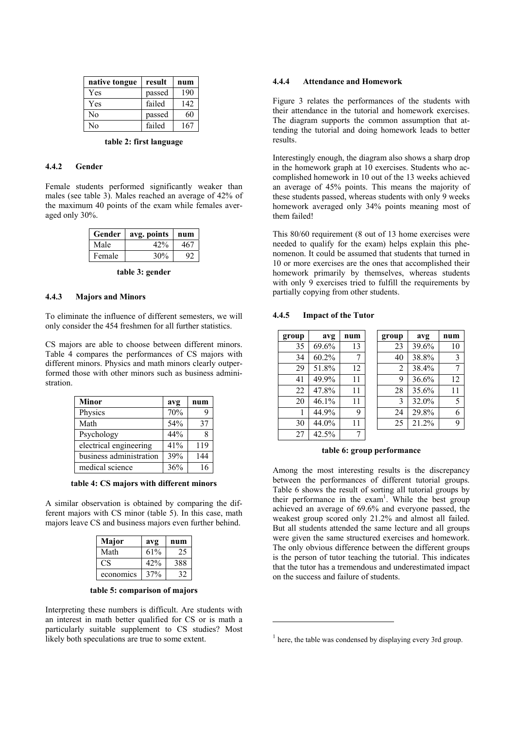| native tongue | result | num |
|---|---|---|
| Yes | passed | 190 |
| Yes | failed | 142 |
| No | passed | 60 |
| No | failed | 167 |

**table 2: first language**

### 4.4.2 Gender

Female students performed significantly weaker than males (see table 3). Males reached an average of 42% of the maximum 40 points of the exam while females averaged only 30%.

| Gender | avg. points | num |
|---|---|---|
| Male | 42% | 467 |
| Female | 30% | 92 |

**table 3: gender**

### 4.4.3 Majors and Minors

To eliminate the influence of different semesters, we will only consider the 454 freshmen for all further statistics.

CS majors are able to choose between different minors. Table 4 compares the performances of CS majors with different minors. Physics and math minors clearly outperformed those with other minors such as business administration.

| Minor | avg | num |
|---|---|---|
| Physics | 70% | 9 |
| Math | 54% | 37 |
| Psychology | 44% | 8 |
| electrical engineering | 41% | 119 |
| business administration | 39% | 144 |
| medical science | 36% | 16 |

**table 4: CS majors with different minors**

A similar observation is obtained by comparing the different majors with CS minor (table 5). In this case, math majors leave CS and business majors even further behind.

| Major | avg | num |
|---|---|---|
| Math | 61% | 25 |
| CS | 42% | 388 |
| economics | 37% | 32 |

**table 5: comparison of majors**

Interpreting these numbers is difficult. Are students with an interest in math better qualified for CS or is math a particularly suitable supplement to CS studies? Most likely both speculations are true to some extent.

### 4.4.4 Attendance and Homework

Figure 3 relates the performances of the students with their attendance in the tutorial and homework exercises. The diagram supports the common assumption that attending the tutorial and doing homework leads to better results.

Interestingly enough, the diagram also shows a sharp drop in the homework graph at 10 exercises. Students who accomplished homework in 10 out of the 13 weeks achieved an average of 45% points. This means the majority of these students passed, whereas students with only 9 weeks homework averaged only 34% points meaning most of them failed!

This 80/60 requirement (8 out of 13 home exercises were needed to qualify for the exam) helps explain this phenomenon. It could be assumed that students that turned in 10 or more exercises are the ones that accomplished their homework primarily by themselves, whereas students with only 9 exercises tried to fulfill the requirements by partially copying from other students.

### 4.4.5 Impact of the Tutor

| group | avg | num | group | avg | num |
|---|---|---|---|---|---|
| 35 | 69.6% | 13 | 23 | 39.6% | 10 |
| 34 | 60.2% | 7 | 40 | 38.8% | 3 |
| 29 | 51.8% | 12 | 2 | 38.4% | 7 |
| 41 | 49.9% | 11 | 9 | 36.6% | 12 |
| 22 | 47.8% | 11 | 28 | 35.6% | 11 |
| 20 | 46.1% | 11 | 3 | 32.0% | 5 |
| 1 | 44.9% | 9 | 24 | 29.8% | 6 |
| 30 | 44.0% | 11 | 25 | 21.2% | 9 |
| 27 | 42.5% | 7 | | | |

**table 6: group performance**

Among the most interesting results is the discrepancy between the performances of different tutorial groups. Table 6 shows the result of sorting all tutorial groups by their performance in the exam[1]. While the best group achieved an average of 69.6% and everyone passed, the weakest group scored only 21.2% and almost all failed. But all students attended the same lecture and all groups were given the same structured exercises and homework. The only obvious difference between the different groups is the person of tutor teaching the tutorial. This indicates that the tutor has a tremendous and underestimated impact on the success and failure of students.

[1] here, the table was condensed by displaying every 3rd group.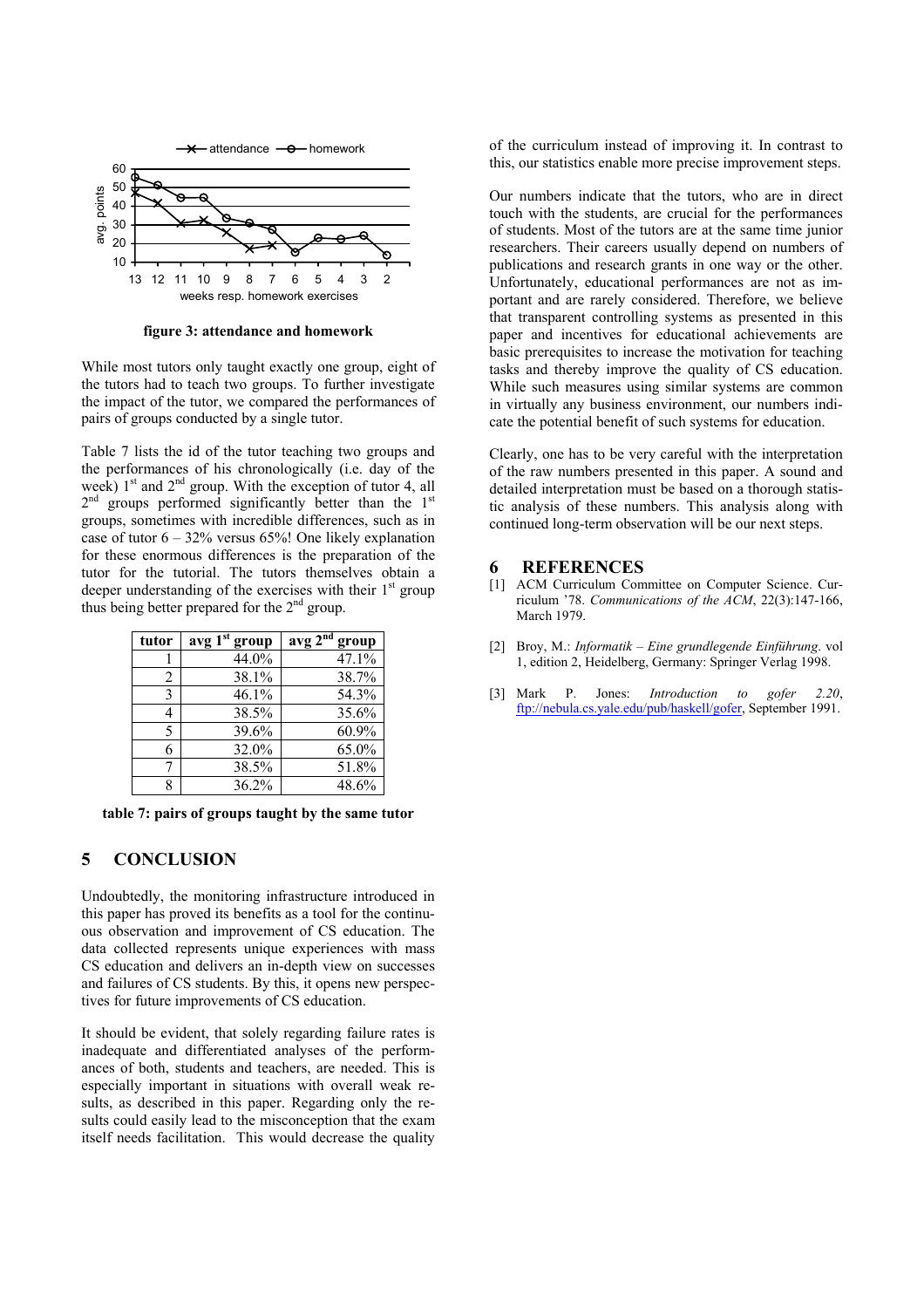attendance homework

avg. points

60
50
40
30
20
10

13 12 11 10 9 8 7 6 5 4 3 2

weeks resp. homework exercises

**figure 3: attendance and homework**

While most tutors only taught exactly one group, eight of the tutors had to teach two groups. To further investigate the impact of the tutor, we compared the performances of pairs of groups conducted by a single tutor.

Table 7 lists the id of the tutor teaching two groups and the performances of his chronologically (i.e. day of the week) 1st and 2nd group. With the exception of tutor 4, all 2nd groups performed significantly better than the 1st groups, sometimes with incredible differences, such as in case of tutor 6 – 32% versus 65%! One likely explanation for these enormous differences is the preparation of the tutor for the tutorial. The tutors themselves obtain a deeper understanding of the exercises with their 1st group thus being better prepared for the 2nd group.

| tutor | avg 1st group | avg 2nd group |
|---|---|---|
| 1 | 44.0% | 47.1% |
| 2 | 38.1% | 38.7% |
| 3 | 46.1% | 54.3% |
| 4 | 38.5% | 35.6% |
| 5 | 39.6% | 60.9% |
| 6 | 32.0% | 65.0% |
| 7 | 38.5% | 51.8% |
| 8 | 36.2% | 48.6% |

**table 7: pairs of groups taught by the same tutor**

## 5 CONCLUSION

Undoubtedly, the monitoring infrastructure introduced in this paper has proved its benefits as a tool for the continuous observation and improvement of CS education. The data collected represents unique experiences with mass CS education and delivers an in-depth view on successes and failures of CS students. By this, it opens new perspectives for future improvements of CS education.

It should be evident, that solely regarding failure rates is inadequate and differentiated analyses of the performances of both, students and teachers, are needed. This is especially important in situations with overall weak results, as described in this paper. Regarding only the results could easily lead to the misconception that the exam itself needs facilitation. This would decrease the quality of the curriculum instead of improving it. In contrast to this, our statistics enable more precise improvement steps.

Our numbers indicate that the tutors, who are in direct touch with the students, are crucial for the performances of students. Most of the tutors are at the same time junior researchers. Their careers usually depend on numbers of publications and research grants in one way or the other. Unfortunately, educational performances are not as important and are rarely considered. Therefore, we believe that transparent controlling systems as presented in this paper and incentives for educational achievements are basic prerequisites to increase the motivation for teaching tasks and thereby improve the quality of CS education. While such measures using similar systems are common in virtually any business environment, our numbers indicate the potential benefit of such systems for education.

Clearly, one has to be very careful with the interpretation of the raw numbers presented in this paper. A sound and detailed interpretation must be based on a thorough statistic analysis of these numbers. This analysis along with continued long-term observation will be our next steps.

## 6 REFERENCES

[1] ACM Curriculum Committee on Computer Science. Curriculum '78. *Communications of the ACM*, 22(3):147-166, March 1979.

[2] Broy, M.: *Informatik – Eine grundlegende Einführung*. vol 1, edition 2, Heidelberg, Germany: Springer Verlag 1998.

[3] Mark P. Jones: *Introduction to gofer 2.20*, ftp://nebula.cs.yale.edu/pub/haskell/gofer, September 1991.